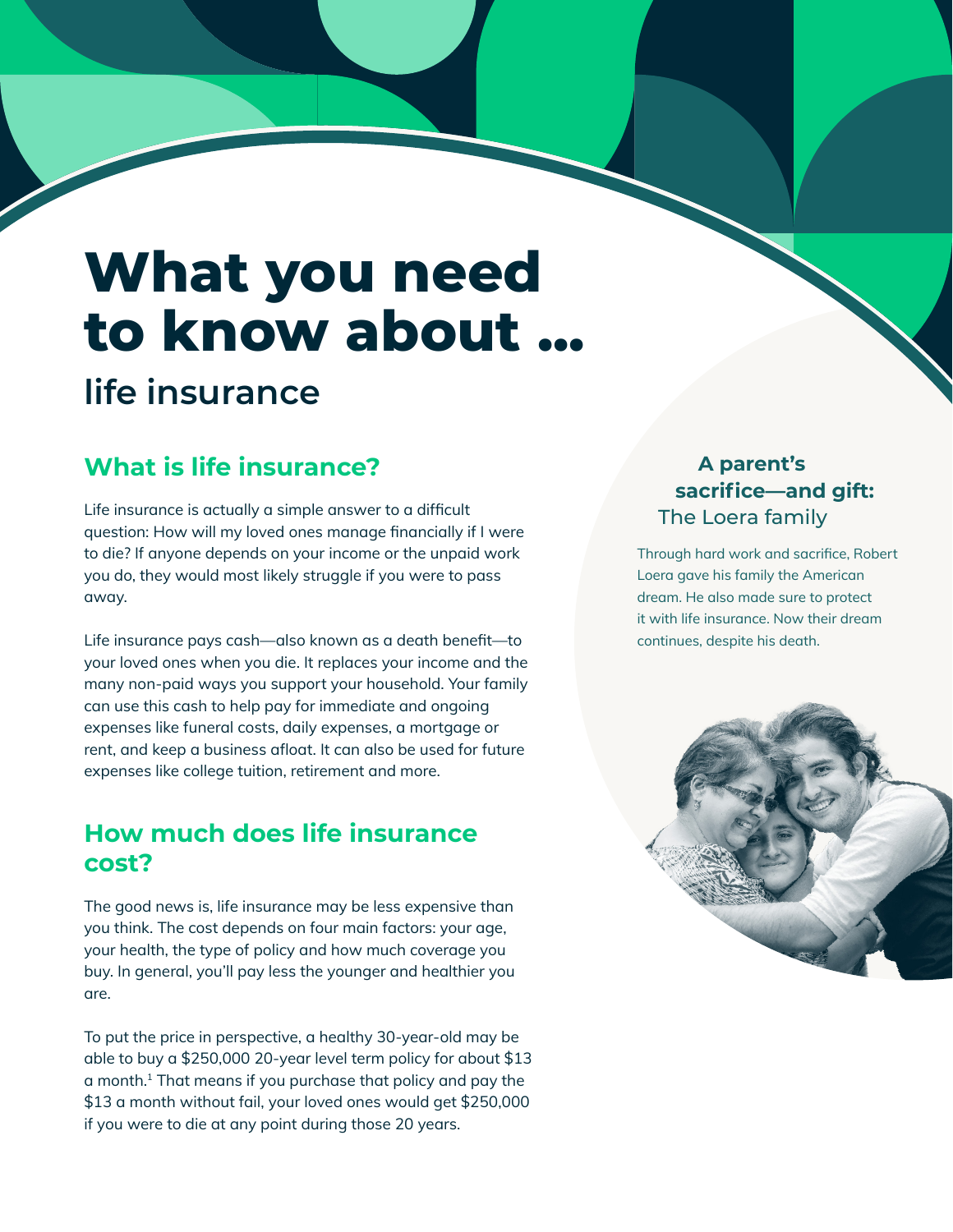# What you need to know about ...

## life insurance

### What is life insurance?

Life insurance is actually a simple answer to a difficult question: How will my loved ones manage financially if I were to die? If anyone depends on your income or the unpaid work you do, they would most likely struggle if you were to pass away.

Life insurance pays cash—also known as a death benefit—to your loved ones when you die. It replaces your income and the many non-paid ways you support your household. Your family can use this cash to help pay for immediate and ongoing expenses like funeral costs, daily expenses, a mortgage or rent, and keep a business afloat. It can also be used for future expenses like college tuition, retirement and more.

### How much does life insurance cost?

The good news is, life insurance may be less expensive than you think. The cost depends on four main factors: your age, your health, the type of policy and how much coverage you buy. In general, you'll pay less the younger and healthier you are.

To put the price in perspective, a healthy 30-year-old may be able to buy a $250,000 20-year level term policy for about $13 a month.[1] That means if you purchase that policy and pay the $13 a month without fail, your loved ones would get $250,000 if you were to die at any point during those 20 years.

**A parent's sacrifice—and gift:**
The Loera family

Through hard work and sacrifice, Robert Loera gave his family the American dream. He also made sure to protect it with life insurance. Now their dream continues, despite his death.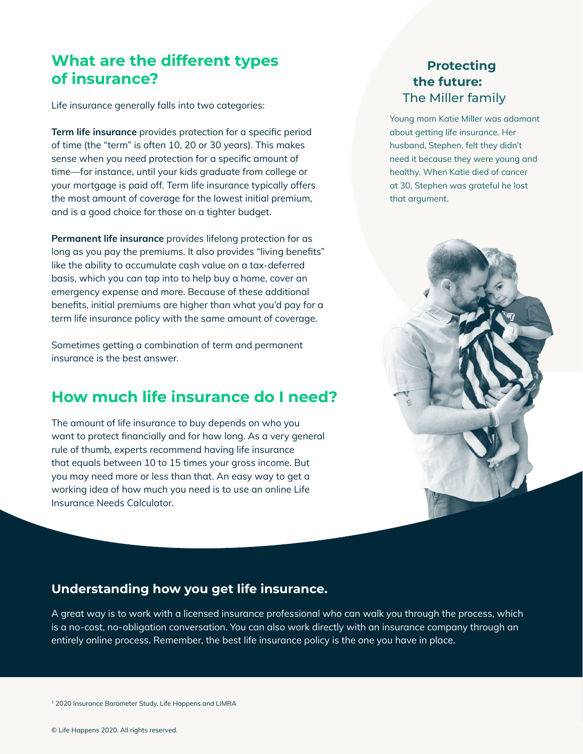## What are the different types of insurance?

Life insurance generally falls into two categories:

**Term life insurance** provides protection for a specific period of time (the "term" is often 10, 20 or 30 years). This makes sense when you need protection for a specific amount of time—for instance, until your kids graduate from college or your mortgage is paid off. Term life insurance typically offers the most amount of coverage for the lowest initial premium, and is a good choice for those on a tighter budget.

**Permanent life insurance** provides lifelong protection for as long as you pay the premiums. It also provides "living benefits" like the ability to accumulate cash value on a tax-deferred basis, which you can tap into to help buy a home, cover an emergency expense and more. Because of these additional benefits, initial premiums are higher than what you'd pay for a term life insurance policy with the same amount of coverage.

Sometimes getting a combination of term and permanent insurance is the best answer.

## How much life insurance do I need?

The amount of life insurance to buy depends on who you want to protect financially and for how long. As a very general rule of thumb, experts recommend having life insurance that equals between 10 to 15 times your gross income. But you may need more or less than that. An easy way to get a working idea of how much you need is to use an online Life Insurance Needs Calculator.

### Protecting the future: The Miller family

Young mom Katie Miller was adamant about getting life insurance. Her husband, Stephen, felt they didn't need it because they were young and healthy. When Katie died of cancer at 30, Stephen was grateful he lost that argument.

### Understanding how you get life insurance.

A great way is to work with a licensed insurance professional who can walk you through the process, which is a no-cost, no-obligation conversation. You can also work directly with an insurance company through an entirely online process. Remember, the best life insurance policy is the one you have in place.

[1] 2020 Insurance Barometer Study, Life Happens and LIMRA

© Life Happens 2020. All rights reserved.